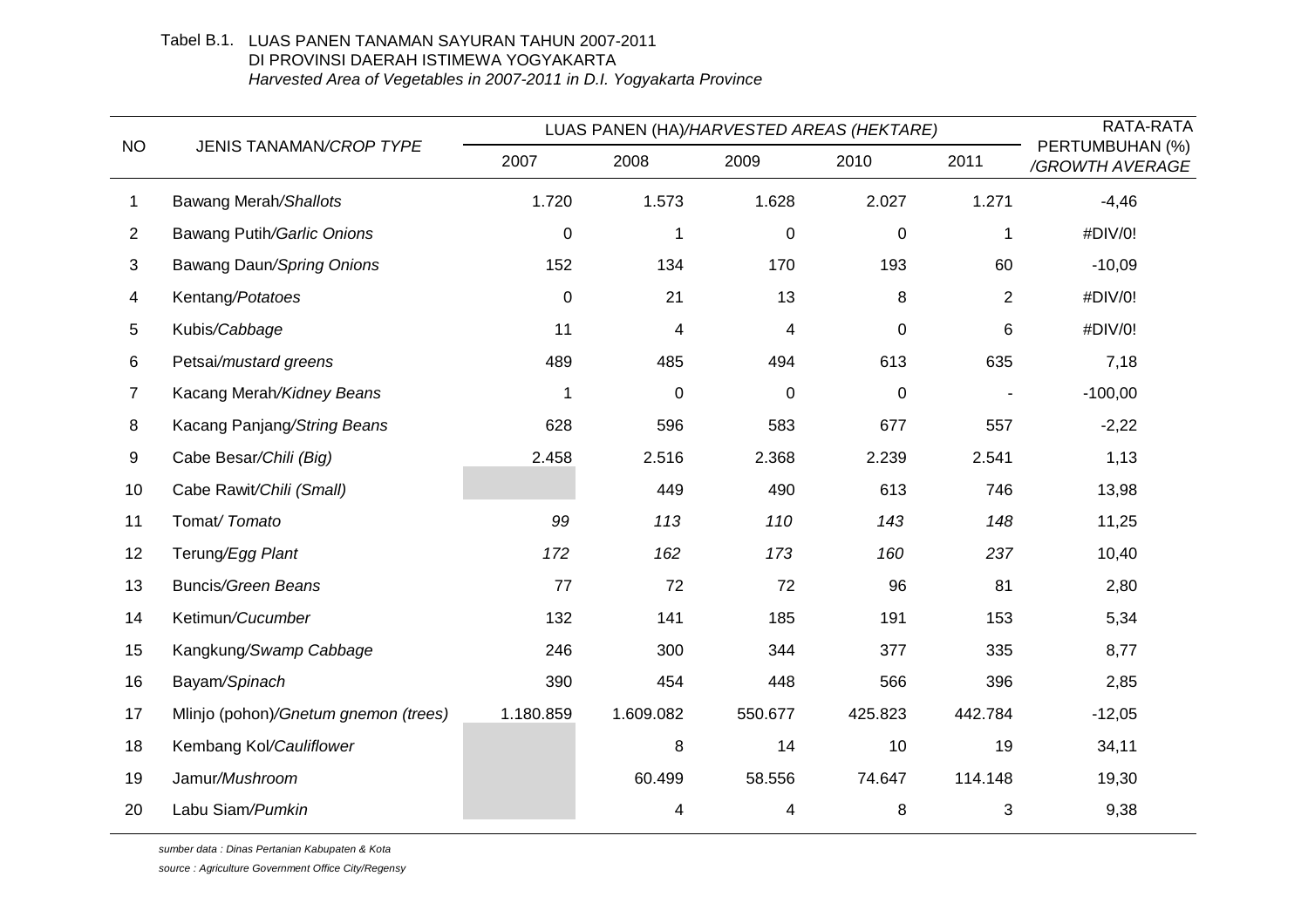Tabel B.1. LUAS PANEN TANAMAN SAYURAN TAHUN 2007-2011
DI PROVINSI DAERAH ISTIMEWA YOGYAKARTA
*Harvested Area of Vegetables in 2007-2011 in D.I. Yogyakarta Province*

| NO | JENIS TANAMAN/*CROP TYPE* | LUAS PANEN (HA)/*HARVESTED AREAS (HEKTARE)* | | | | | RATA-RATA PERTUMBUHAN (%) /*GROWTH AVERAGE* |
|---|---|---|---|---|---|---|---|
| | | 2007 | 2008 | 2009 | 2010 | 2011 | |
| 1 | Bawang Merah/*Shallots* | 1.720 | 1.573 | 1.628 | 2.027 | 1.271 | -4,46 |
| 2 | Bawang Putih/*Garlic Onions* | 0 | 1 | 0 | 0 | 1 | #DIV/0! |
| 3 | Bawang Daun/*Spring Onions* | 152 | 134 | 170 | 193 | 60 | -10,09 |
| 4 | Kentang/*Potatoes* | 0 | 21 | 13 | 8 | 2 | #DIV/0! |
| 5 | Kubis/*Cabbage* | 11 | 4 | 4 | 0 | 6 | #DIV/0! |
| 6 | Petsai/*mustard greens* | 489 | 485 | 494 | 613 | 635 | 7,18 |
| 7 | Kacang Merah/*Kidney Beans* | 1 | 0 | 0 | 0 | - | -100,00 |
| 8 | Kacang Panjang/*String Beans* | 628 | 596 | 583 | 677 | 557 | -2,22 |
| 9 | Cabe Besar/*Chili (Big)* | 2.458 | 2.516 | 2.368 | 2.239 | 2.541 | 1,13 |
| 10 | Cabe Rawit/*Chili (Small)* | | 449 | 490 | 613 | 746 | 13,98 |
| 11 | Tomat/ *Tomato* | *99* | *113* | *110* | *143* | *148* | 11,25 |
| 12 | Terung/*Egg Plant* | *172* | *162* | *173* | *160* | *237* | 10,40 |
| 13 | Buncis/*Green Beans* | 77 | 72 | 72 | 96 | 81 | 2,80 |
| 14 | Ketimun/*Cucumber* | 132 | 141 | 185 | 191 | 153 | 5,34 |
| 15 | Kangkung/*Swamp Cabbage* | 246 | 300 | 344 | 377 | 335 | 8,77 |
| 16 | Bayam/*Spinach* | 390 | 454 | 448 | 566 | 396 | 2,85 |
| 17 | Mlinjo (pohon)/*Gnetum gnemon (trees)* | 1.180.859 | 1.609.082 | 550.677 | 425.823 | 442.784 | -12,05 |
| 18 | Kembang Kol/*Cauliflower* | | 8 | 14 | 10 | 19 | 34,11 |
| 19 | Jamur/*Mushroom* | | 60.499 | 58.556 | 74.647 | 114.148 | 19,30 |
| 20 | Labu Siam/*Pumkin* | | 4 | 4 | 8 | 3 | 9,38 |

*sumber data : Dinas Pertanian Kabupaten & Kota*

*source : Agriculture Government Office City/Regensy*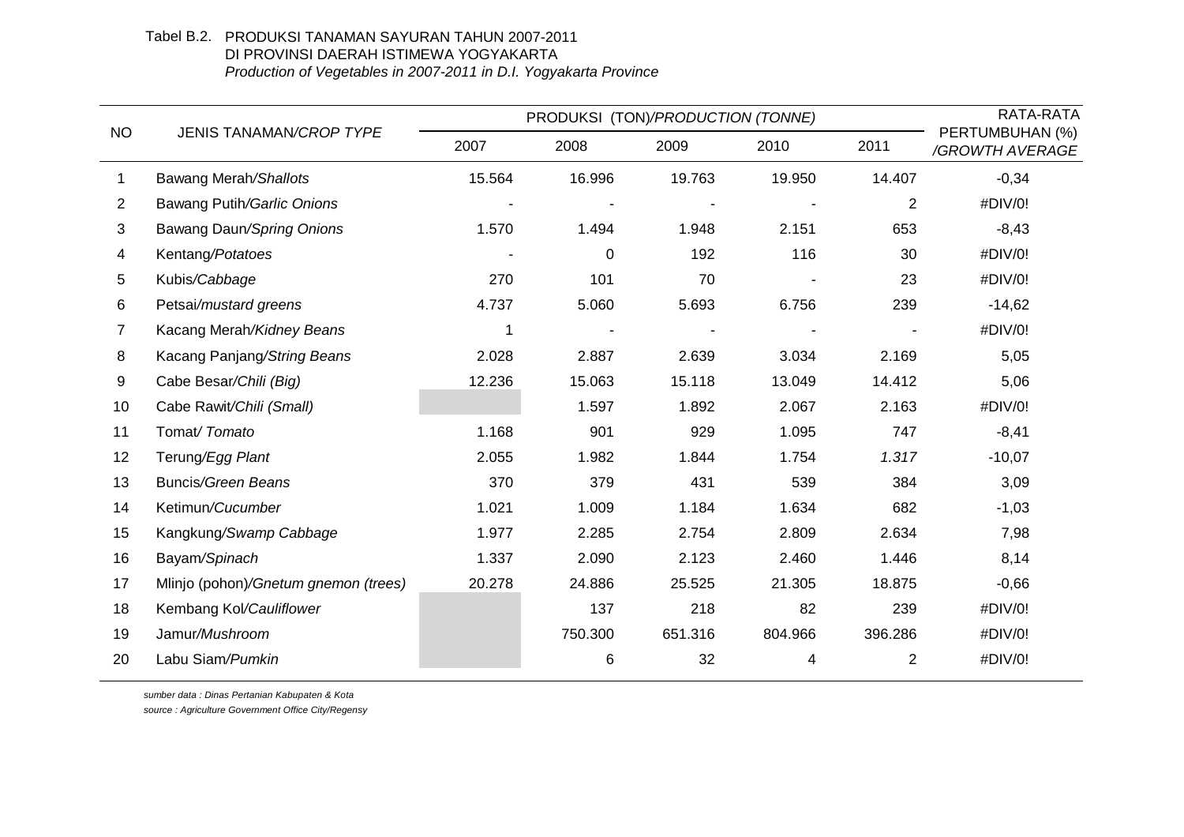Tabel B.2. PRODUKSI TANAMAN SAYURAN TAHUN 2007-2011
DI PROVINSI DAERAH ISTIMEWA YOGYAKARTA
*Production of Vegetables in 2007-2011 in D.I. Yogyakarta Province*

| NO | JENIS TANAMAN/*CROP TYPE* | PRODUKSI (TON)/*PRODUCTION (TONNE)* | | | | | RATA-RATA PERTUMBUHAN (%) /*GROWTH AVERAGE* |
|---|---|---|---|---|---|---|---|
| | | 2007 | 2008 | 2009 | 2010 | 2011 | |
| 1 | Bawang Merah/*Shallots* | 15.564 | 16.996 | 19.763 | 19.950 | 14.407 | -0,34 |
| 2 | Bawang Putih/*Garlic Onions* | - | - | - | - | 2 | #DIV/0! |
| 3 | Bawang Daun/*Spring Onions* | 1.570 | 1.494 | 1.948 | 2.151 | 653 | -8,43 |
| 4 | Kentang/*Potatoes* | - | 0 | 192 | 116 | 30 | #DIV/0! |
| 5 | Kubis/*Cabbage* | 270 | 101 | 70 | - | 23 | #DIV/0! |
| 6 | Petsai/*mustard greens* | 4.737 | 5.060 | 5.693 | 6.756 | 239 | -14,62 |
| 7 | Kacang Merah/*Kidney Beans* | 1 | - | - | - | - | #DIV/0! |
| 8 | Kacang Panjang/*String Beans* | 2.028 | 2.887 | 2.639 | 3.034 | 2.169 | 5,05 |
| 9 | Cabe Besar/*Chili (Big)* | 12.236 | 15.063 | 15.118 | 13.049 | 14.412 | 5,06 |
| 10 | Cabe Rawit/*Chili (Small)* | | 1.597 | 1.892 | 2.067 | 2.163 | #DIV/0! |
| 11 | Tomat/ *Tomato* | 1.168 | 901 | 929 | 1.095 | 747 | -8,41 |
| 12 | Terung/*Egg Plant* | 2.055 | 1.982 | 1.844 | 1.754 | *1.317* | -10,07 |
| 13 | Buncis/*Green Beans* | 370 | 379 | 431 | 539 | 384 | 3,09 |
| 14 | Ketimun/*Cucumber* | 1.021 | 1.009 | 1.184 | 1.634 | 682 | -1,03 |
| 15 | Kangkung/*Swamp Cabbage* | 1.977 | 2.285 | 2.754 | 2.809 | 2.634 | 7,98 |
| 16 | Bayam/*Spinach* | 1.337 | 2.090 | 2.123 | 2.460 | 1.446 | 8,14 |
| 17 | Mlinjo (pohon)/*Gnetum gnemon (trees)* | 20.278 | 24.886 | 25.525 | 21.305 | 18.875 | -0,66 |
| 18 | Kembang Kol/*Cauliflower* | | 137 | 218 | 82 | 239 | #DIV/0! |
| 19 | Jamur/*Mushroom* | | 750.300 | 651.316 | 804.966 | 396.286 | #DIV/0! |
| 20 | Labu Siam/*Pumkin* | | 6 | 32 | 4 | 2 | #DIV/0! |

*sumber data : Dinas Pertanian Kabupaten & Kota*
*source : Agriculture Government Office City/Regensy*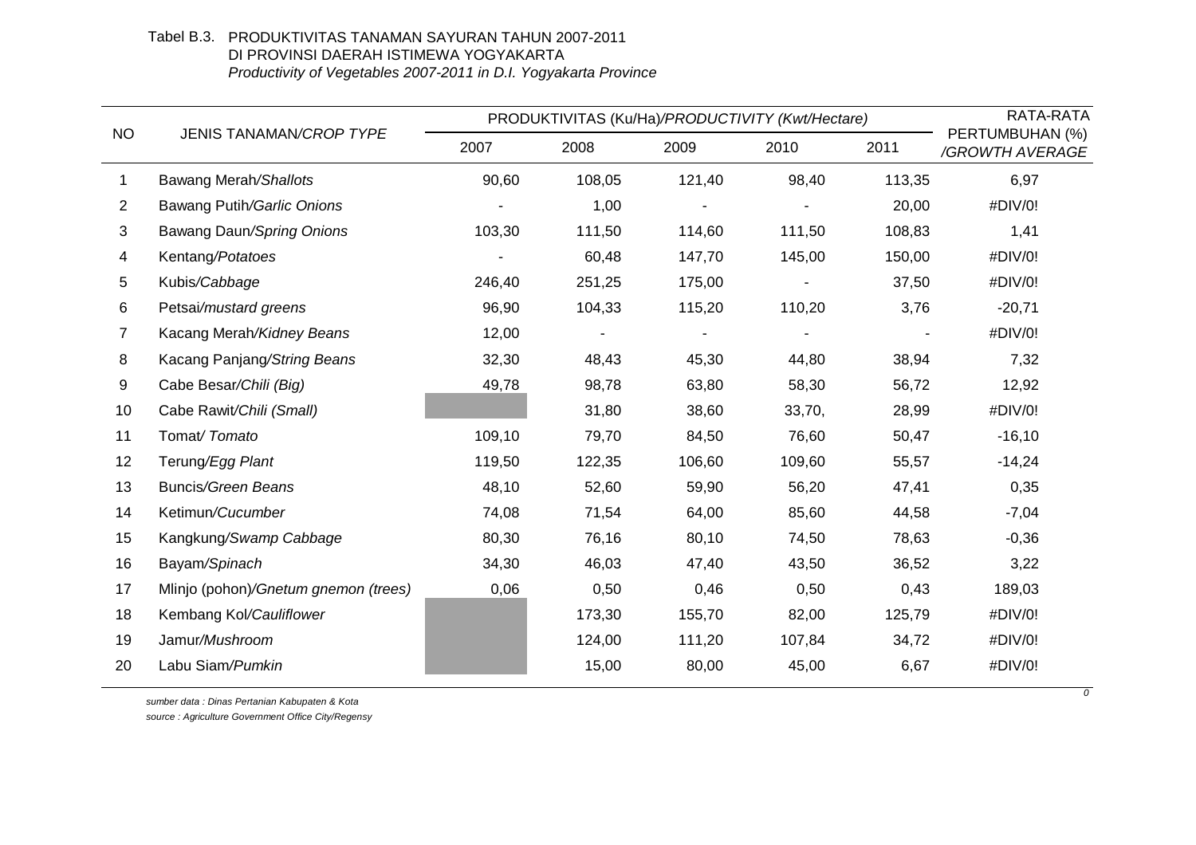Tabel B.3. PRODUKTIVITAS TANAMAN SAYURAN TAHUN 2007-2011
DI PROVINSI DAERAH ISTIMEWA YOGYAKARTA
*Productivity of Vegetables 2007-2011 in D.I. Yogyakarta Province*

| NO | JENIS TANAMAN/*CROP TYPE* | PRODUKTIVITAS (Ku/Ha)/*PRODUCTIVITY (Kwt/Hectare)* | | | | | RATA-RATA PERTUMBUHAN (%) /*GROWTH AVERAGE* |
|---|---|---|---|---|---|---|---|
| | | 2007 | 2008 | 2009 | 2010 | 2011 | |
| 1 | Bawang Merah/*Shallots* | 90,60 | 108,05 | 121,40 | 98,40 | 113,35 | 6,97 |
| 2 | Bawang Putih/*Garlic Onions* | - | 1,00 | - | - | 20,00 | #DIV/0! |
| 3 | Bawang Daun/*Spring Onions* | 103,30 | 111,50 | 114,60 | 111,50 | 108,83 | 1,41 |
| 4 | Kentang/*Potatoes* | - | 60,48 | 147,70 | 145,00 | 150,00 | #DIV/0! |
| 5 | Kubis/*Cabbage* | 246,40 | 251,25 | 175,00 | - | 37,50 | #DIV/0! |
| 6 | Petsai/*mustard greens* | 96,90 | 104,33 | 115,20 | 110,20 | 3,76 | -20,71 |
| 7 | Kacang Merah/*Kidney Beans* | 12,00 | - | - | - | - | #DIV/0! |
| 8 | Kacang Panjang/*String Beans* | 32,30 | 48,43 | 45,30 | 44,80 | 38,94 | 7,32 |
| 9 | Cabe Besar/*Chili (Big)* | 49,78 | 98,78 | 63,80 | 58,30 | 56,72 | 12,92 |
| 10 | Cabe Rawit/*Chili (Small)* | | 31,80 | 38,60 | 33,70, | 28,99 | #DIV/0! |
| 11 | Tomat/ *Tomato* | 109,10 | 79,70 | 84,50 | 76,60 | 50,47 | -16,10 |
| 12 | Terung/*Egg Plant* | 119,50 | 122,35 | 106,60 | 109,60 | 55,57 | -14,24 |
| 13 | Buncis/*Green Beans* | 48,10 | 52,60 | 59,90 | 56,20 | 47,41 | 0,35 |
| 14 | Ketimun/*Cucumber* | 74,08 | 71,54 | 64,00 | 85,60 | 44,58 | -7,04 |
| 15 | Kangkung/*Swamp Cabbage* | 80,30 | 76,16 | 80,10 | 74,50 | 78,63 | -0,36 |
| 16 | Bayam/*Spinach* | 34,30 | 46,03 | 47,40 | 43,50 | 36,52 | 3,22 |
| 17 | Mlinjo (pohon)/*Gnetum gnemon (trees)* | 0,06 | 0,50 | 0,46 | 0,50 | 0,43 | 189,03 |
| 18 | Kembang Kol/*Cauliflower* | | 173,30 | 155,70 | 82,00 | 125,79 | #DIV/0! |
| 19 | Jamur/*Mushroom* | | 124,00 | 111,20 | 107,84 | 34,72 | #DIV/0! |
| 20 | Labu Siam/*Pumkin* | | 15,00 | 80,00 | 45,00 | 6,67 | #DIV/0! |

0

*sumber data : Dinas Pertanian Kabupaten & Kota*
*source : Agriculture Government Office City/Regensy*